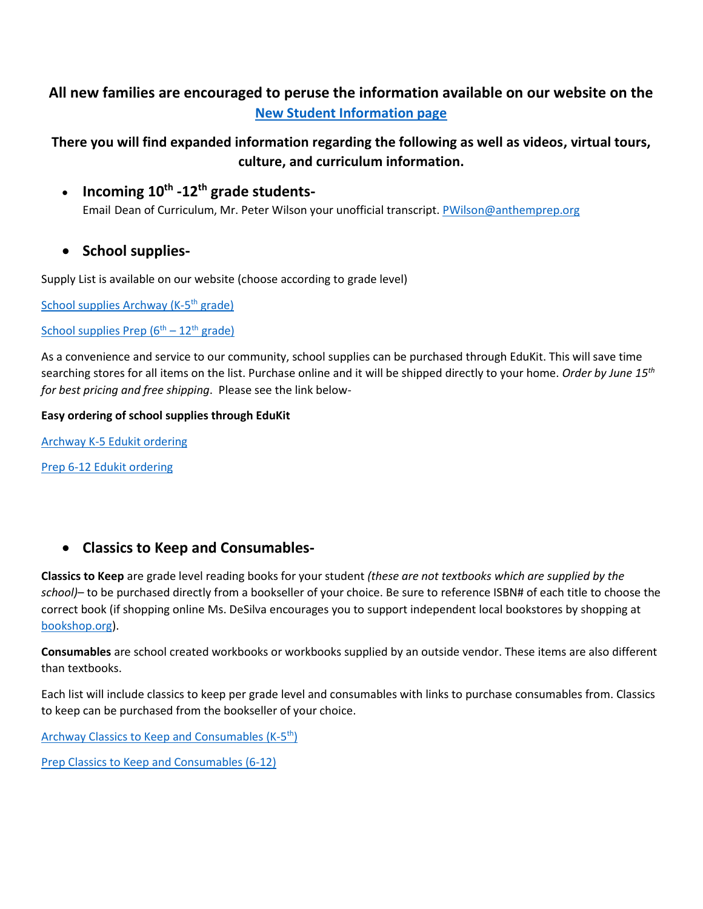**All new families are encouraged to peruse the information available on our website on the [New Student Information page](#)**

**There you will find expanded information regarding the following as well as videos, virtual tours, culture, and curriculum information.**

- **Incoming 10th -12th grade students-**
  Email Dean of Curriculum, Mr. Peter Wilson your unofficial transcript. PWilson@anthemprep.org

- **School supplies-**

Supply List is available on our website (choose according to grade level)

School supplies Archway (K-5th grade)

School supplies Prep (6th – 12th grade)

As a convenience and service to our community, school supplies can be purchased through EduKit. This will save time searching stores for all items on the list. Purchase online and it will be shipped directly to your home. *Order by June 15th for best pricing and free shipping*. Please see the link below-

**Easy ordering of school supplies through EduKit**

Archway K-5 Edukit ordering

Prep 6-12 Edukit ordering

- **Classics to Keep and Consumables-**

**Classics to Keep** are grade level reading books for your student *(these are not textbooks which are supplied by the school)*– to be purchased directly from a bookseller of your choice. Be sure to reference ISBN# of each title to choose the correct book (if shopping online Ms. DeSilva encourages you to support independent local bookstores by shopping at bookshop.org).

**Consumables** are school created workbooks or workbooks supplied by an outside vendor. These items are also different than textbooks.

Each list will include classics to keep per grade level and consumables with links to purchase consumables from. Classics to keep can be purchased from the bookseller of your choice.

Archway Classics to Keep and Consumables (K-5th)

Prep Classics to Keep and Consumables (6-12)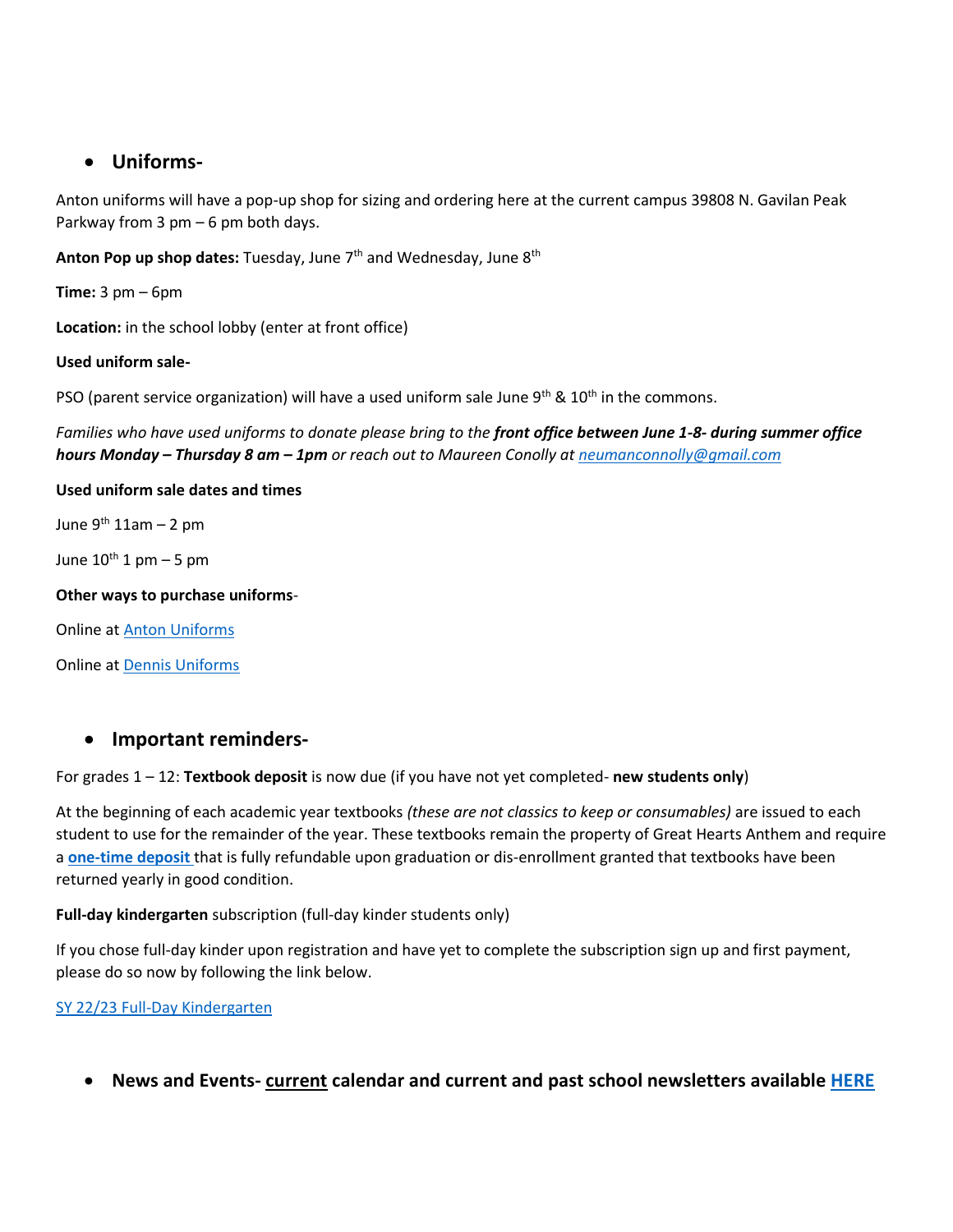- ## Uniforms-

Anton uniforms will have a pop-up shop for sizing and ordering here at the current campus 39808 N. Gavilan Peak Parkway from 3 pm – 6 pm both days.

**Anton Pop up shop dates:** Tuesday, June 7th and Wednesday, June 8th

**Time:** 3 pm – 6pm

**Location:** in the school lobby (enter at front office)

**Used uniform sale-**

PSO (parent service organization) will have a used uniform sale June 9th & 10th in the commons.

*Families who have used uniforms to donate please bring to the **front office between June 1-8- during summer office hours Monday – Thursday 8 am – 1pm** or reach out to Maureen Conolly at neumanconnolly@gmail.com*

**Used uniform sale dates and times**

June 9th 11am – 2 pm

June 10th 1 pm – 5 pm

**Other ways to purchase uniforms**-

Online at Anton Uniforms

Online at Dennis Uniforms

- ## Important reminders-

For grades 1 – 12: **Textbook deposit** is now due (if you have not yet completed- **new students only**)

At the beginning of each academic year textbooks *(these are not classics to keep or consumables)* are issued to each student to use for the remainder of the year. These textbooks remain the property of Great Hearts Anthem and require a **one-time deposit** that is fully refundable upon graduation or dis-enrollment granted that textbooks have been returned yearly in good condition.

**Full-day kindergarten** subscription (full-day kinder students only)

If you chose full-day kinder upon registration and have yet to complete the subscription sign up and first payment, please do so now by following the link below.

SY 22/23 Full-Day Kindergarten

- ## News and Events- current calendar and current and past school newsletters available HERE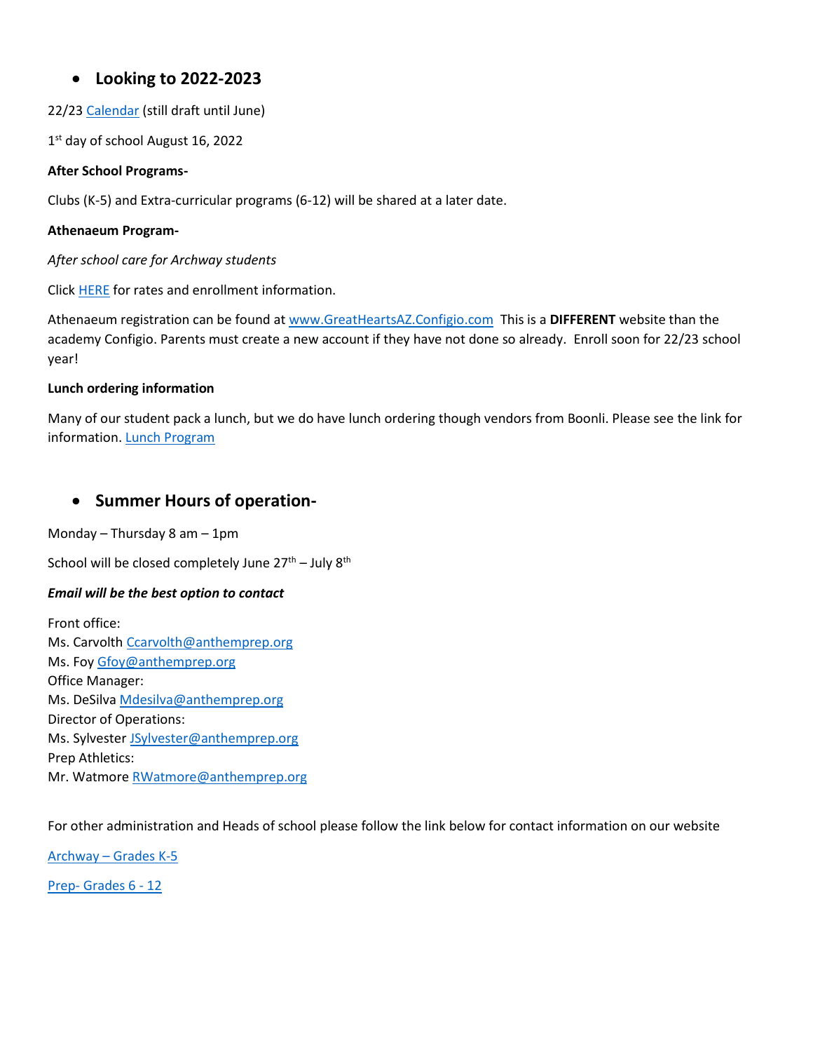- ## Looking to 2022-2023

22/23 Calendar (still draft until June)

1st day of school August 16, 2022

**After School Programs-**

Clubs (K-5) and Extra-curricular programs (6-12) will be shared at a later date.

**Athenaeum Program-**

*After school care for Archway students*

Click HERE for rates and enrollment information.

Athenaeum registration can be found at www.GreatHeartsAZ.Configio.com This is a **DIFFERENT** website than the academy Configio. Parents must create a new account if they have not done so already. Enroll soon for 22/23 school year!

**Lunch ordering information**

Many of our student pack a lunch, but we do have lunch ordering though vendors from Boonli. Please see the link for information. Lunch Program

- ## Summer Hours of operation-

Monday – Thursday 8 am – 1pm

School will be closed completely June 27th – July 8th

***Email will be the best option to contact***

Front office:
Ms. Carvolth Ccarvolth@anthemprep.org
Ms. Foy Gfoy@anthemprep.org
Office Manager:
Ms. DeSilva Mdesilva@anthemprep.org
Director of Operations:
Ms. Sylvester JSylvester@anthemprep.org
Prep Athletics:
Mr. Watmore RWatmore@anthemprep.org

For other administration and Heads of school please follow the link below for contact information on our website

Archway – Grades K-5

Prep- Grades 6 - 12